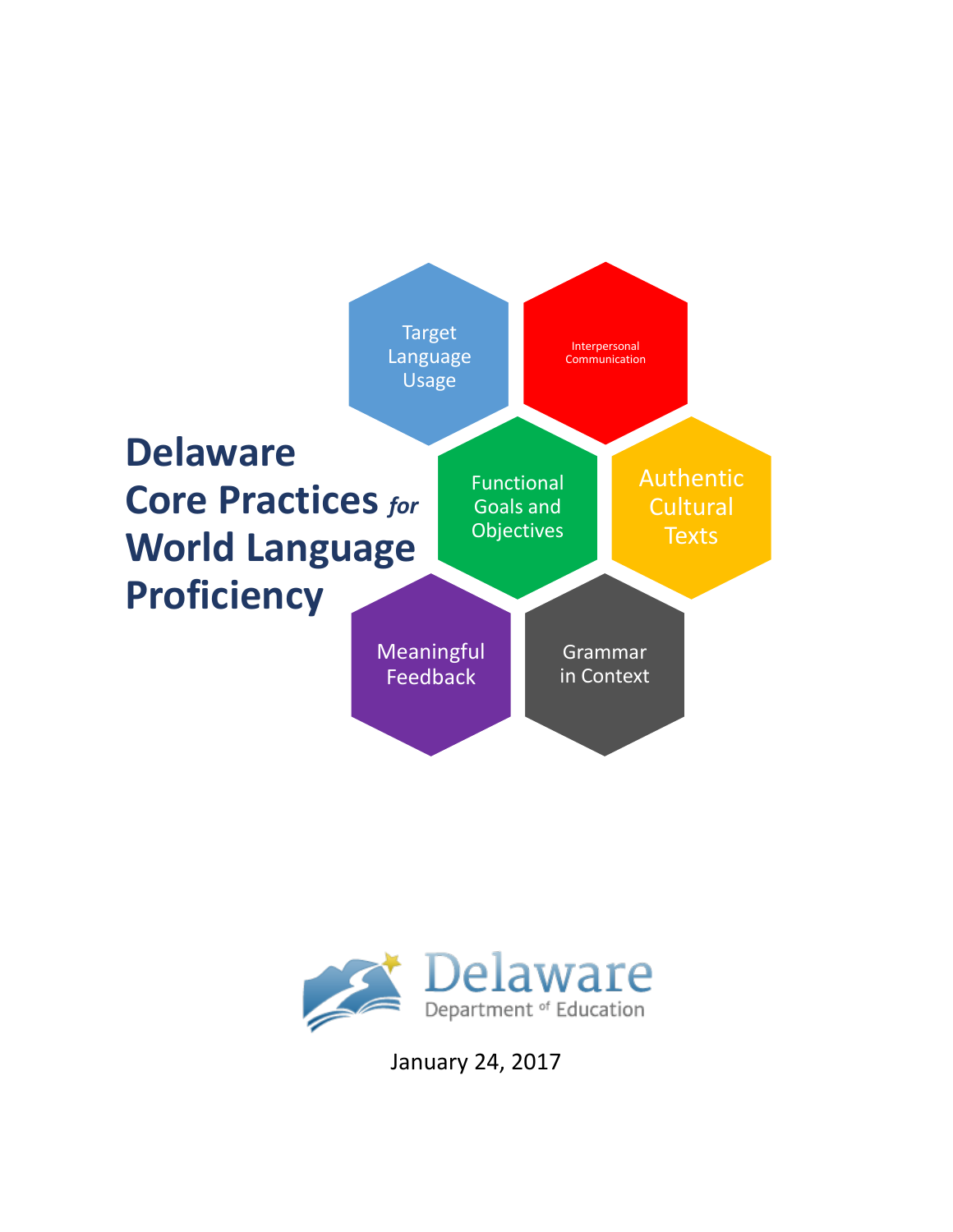# Delaware Core Practices *for* World Language Proficiency

Target Language Usage

Interpersonal Communication

Functional Goals and Objectives

Authentic Cultural Texts

Meaningful Feedback

Grammar in Context

Delaware Department of Education

January 24, 2017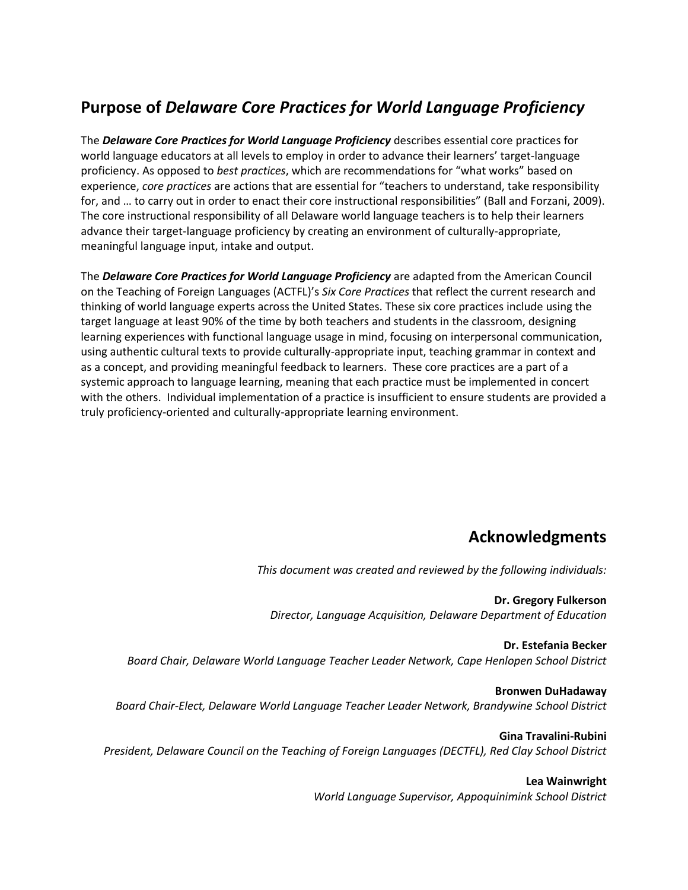## Purpose of *Delaware Core Practices for World Language Proficiency*

The ***Delaware Core Practices for World Language Proficiency*** describes essential core practices for world language educators at all levels to employ in order to advance their learners' target-language proficiency. As opposed to *best practices*, which are recommendations for "what works" based on experience, *core practices* are actions that are essential for "teachers to understand, take responsibility for, and … to carry out in order to enact their core instructional responsibilities" (Ball and Forzani, 2009). The core instructional responsibility of all Delaware world language teachers is to help their learners advance their target-language proficiency by creating an environment of culturally-appropriate, meaningful language input, intake and output.

The ***Delaware Core Practices for World Language Proficiency*** are adapted from the American Council on the Teaching of Foreign Languages (ACTFL)'s *Six Core Practices* that reflect the current research and thinking of world language experts across the United States. These six core practices include using the target language at least 90% of the time by both teachers and students in the classroom, designing learning experiences with functional language usage in mind, focusing on interpersonal communication, using authentic cultural texts to provide culturally-appropriate input, teaching grammar in context and as a concept, and providing meaningful feedback to learners. These core practices are a part of a systemic approach to language learning, meaning that each practice must be implemented in concert with the others. Individual implementation of a practice is insufficient to ensure students are provided a truly proficiency-oriented and culturally-appropriate learning environment.

## Acknowledgments

*This document was created and reviewed by the following individuals:*

**Dr. Gregory Fulkerson**
*Director, Language Acquisition, Delaware Department of Education*

**Dr. Estefania Becker**
*Board Chair, Delaware World Language Teacher Leader Network, Cape Henlopen School District*

**Bronwen DuHadaway**
*Board Chair-Elect, Delaware World Language Teacher Leader Network, Brandywine School District*

**Gina Travalini-Rubini**
*President, Delaware Council on the Teaching of Foreign Languages (DECTFL), Red Clay School District*

**Lea Wainwright**
*World Language Supervisor, Appoquinimink School District*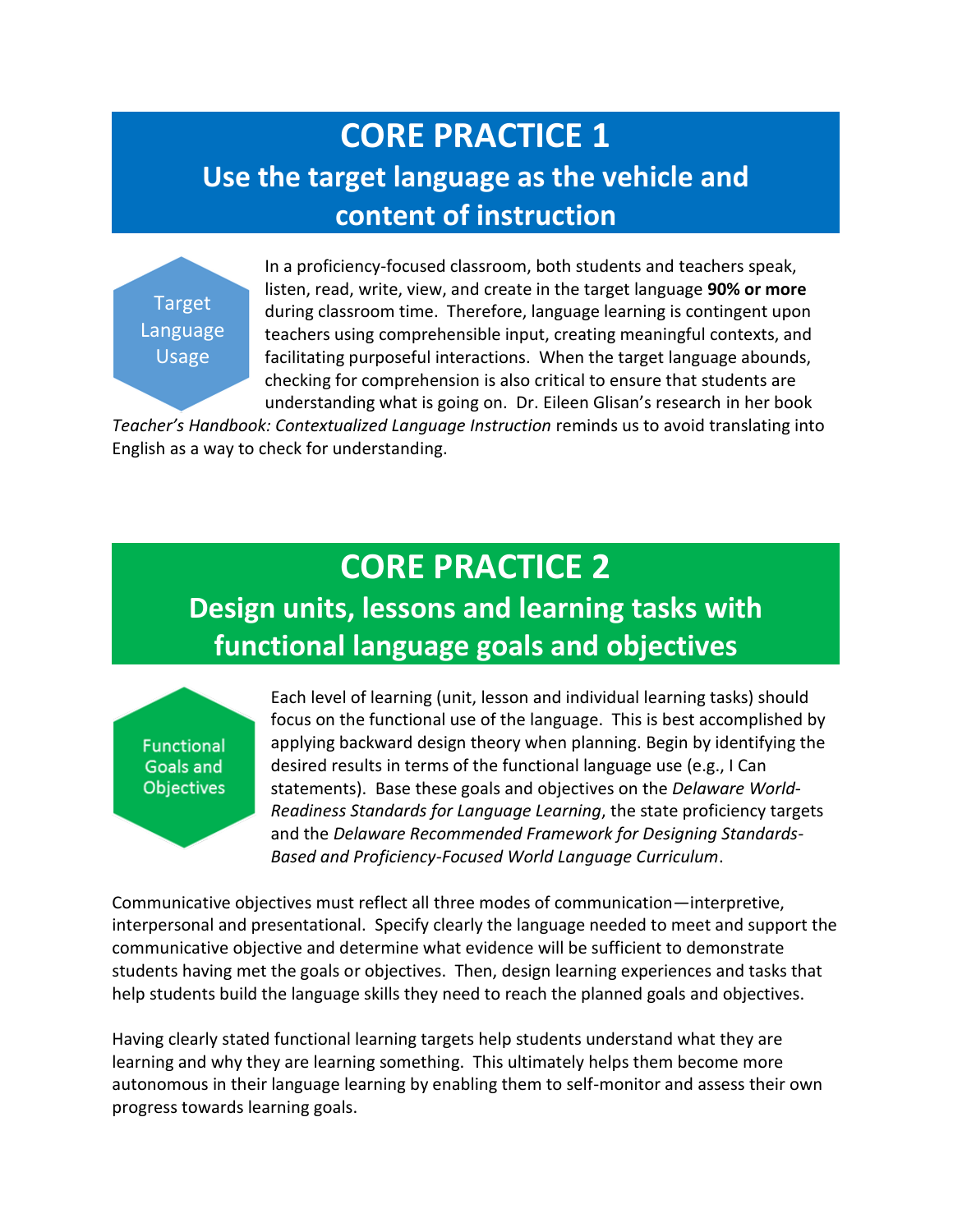# CORE PRACTICE 1

## Use the target language as the vehicle and content of instruction

Target Language Usage

In a proficiency-focused classroom, both students and teachers speak, listen, read, write, view, and create in the target language **90% or more** during classroom time. Therefore, language learning is contingent upon teachers using comprehensible input, creating meaningful contexts, and facilitating purposeful interactions. When the target language abounds, checking for comprehension is also critical to ensure that students are understanding what is going on. Dr. Eileen Glisan's research in her book *Teacher's Handbook: Contextualized Language Instruction* reminds us to avoid translating into English as a way to check for understanding.

# CORE PRACTICE 2

## Design units, lessons and learning tasks with functional language goals and objectives

Functional Goals and Objectives

Each level of learning (unit, lesson and individual learning tasks) should focus on the functional use of the language. This is best accomplished by applying backward design theory when planning. Begin by identifying the desired results in terms of the functional language use (e.g., I Can statements). Base these goals and objectives on the *Delaware World-Readiness Standards for Language Learning*, the state proficiency targets and the *Delaware Recommended Framework for Designing Standards-Based and Proficiency-Focused World Language Curriculum*.

Communicative objectives must reflect all three modes of communication—interpretive, interpersonal and presentational. Specify clearly the language needed to meet and support the communicative objective and determine what evidence will be sufficient to demonstrate students having met the goals or objectives. Then, design learning experiences and tasks that help students build the language skills they need to reach the planned goals and objectives.

Having clearly stated functional learning targets help students understand what they are learning and why they are learning something. This ultimately helps them become more autonomous in their language learning by enabling them to self-monitor and assess their own progress towards learning goals.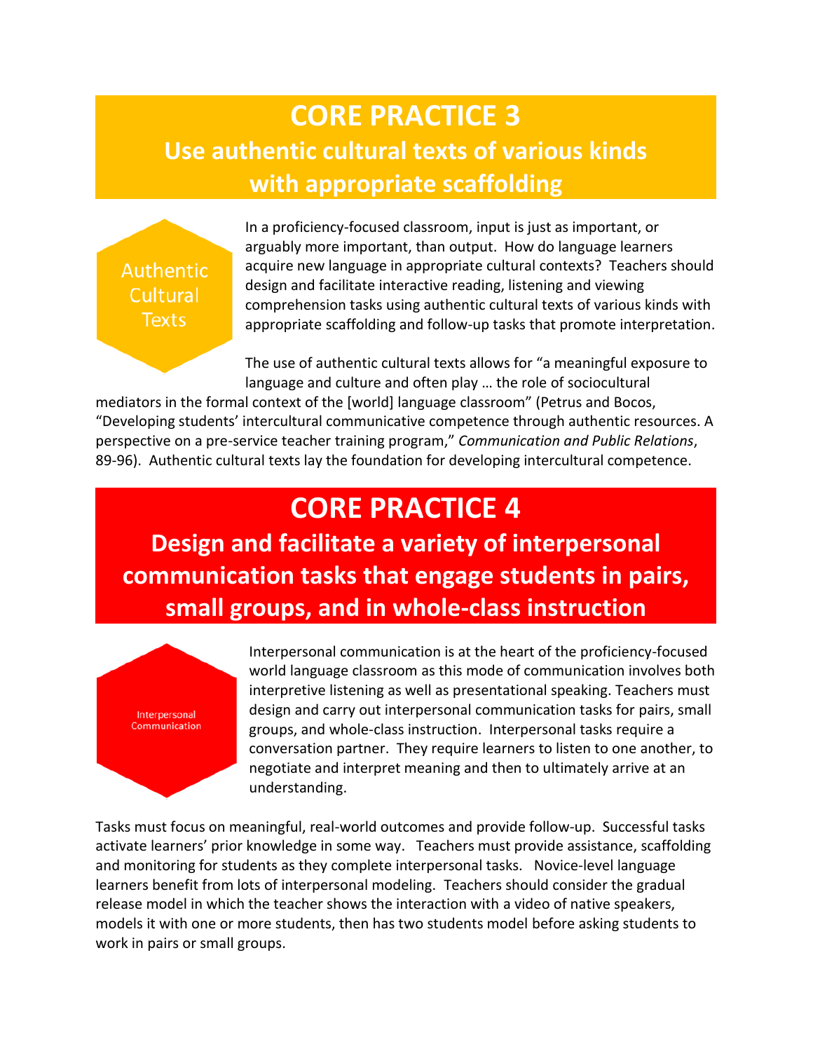# CORE PRACTICE 3

## Use authentic cultural texts of various kinds with appropriate scaffolding

Authentic Cultural Texts

In a proficiency-focused classroom, input is just as important, or arguably more important, than output. How do language learners acquire new language in appropriate cultural contexts? Teachers should design and facilitate interactive reading, listening and viewing comprehension tasks using authentic cultural texts of various kinds with appropriate scaffolding and follow-up tasks that promote interpretation.

The use of authentic cultural texts allows for "a meaningful exposure to language and culture and often play … the role of sociocultural mediators in the formal context of the [world] language classroom" (Petrus and Bocos, "Developing students' intercultural communicative competence through authentic resources. A perspective on a pre-service teacher training program," *Communication and Public Relations*, 89-96). Authentic cultural texts lay the foundation for developing intercultural competence.

# CORE PRACTICE 4

## Design and facilitate a variety of interpersonal communication tasks that engage students in pairs, small groups, and in whole-class instruction

Interpersonal Communication

Interpersonal communication is at the heart of the proficiency-focused world language classroom as this mode of communication involves both interpretive listening as well as presentational speaking. Teachers must design and carry out interpersonal communication tasks for pairs, small groups, and whole-class instruction. Interpersonal tasks require a conversation partner. They require learners to listen to one another, to negotiate and interpret meaning and then to ultimately arrive at an understanding.

Tasks must focus on meaningful, real-world outcomes and provide follow-up. Successful tasks activate learners' prior knowledge in some way. Teachers must provide assistance, scaffolding and monitoring for students as they complete interpersonal tasks. Novice-level language learners benefit from lots of interpersonal modeling. Teachers should consider the gradual release model in which the teacher shows the interaction with a video of native speakers, models it with one or more students, then has two students model before asking students to work in pairs or small groups.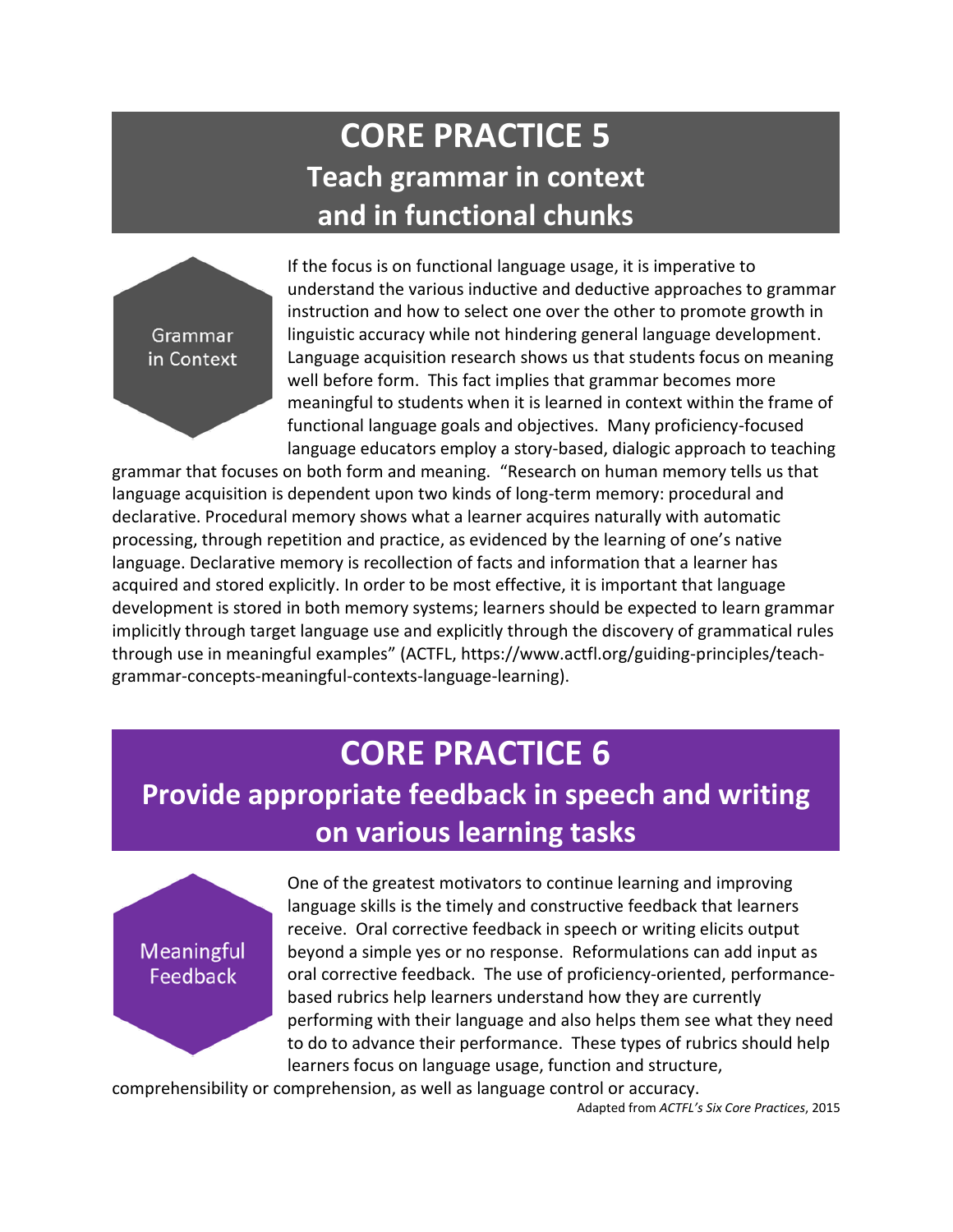# CORE PRACTICE 5
## Teach grammar in context and in functional chunks

Grammar in Context

If the focus is on functional language usage, it is imperative to understand the various inductive and deductive approaches to grammar instruction and how to select one over the other to promote growth in linguistic accuracy while not hindering general language development. Language acquisition research shows us that students focus on meaning well before form. This fact implies that grammar becomes more meaningful to students when it is learned in context within the frame of functional language goals and objectives. Many proficiency-focused language educators employ a story-based, dialogic approach to teaching grammar that focuses on both form and meaning. "Research on human memory tells us that language acquisition is dependent upon two kinds of long-term memory: procedural and declarative. Procedural memory shows what a learner acquires naturally with automatic processing, through repetition and practice, as evidenced by the learning of one's native language. Declarative memory is recollection of facts and information that a learner has acquired and stored explicitly. In order to be most effective, it is important that language development is stored in both memory systems; learners should be expected to learn grammar implicitly through target language use and explicitly through the discovery of grammatical rules through use in meaningful examples" (ACTFL, https://www.actfl.org/guiding-principles/teach-grammar-concepts-meaningful-contexts-language-learning).

# CORE PRACTICE 6
## Provide appropriate feedback in speech and writing on various learning tasks

Meaningful Feedback

One of the greatest motivators to continue learning and improving language skills is the timely and constructive feedback that learners receive. Oral corrective feedback in speech or writing elicits output beyond a simple yes or no response. Reformulations can add input as oral corrective feedback. The use of proficiency-oriented, performance-based rubrics help learners understand how they are currently performing with their language and also helps them see what they need to do to advance their performance. These types of rubrics should help learners focus on language usage, function and structure, comprehensibility or comprehension, as well as language control or accuracy.

Adapted from *ACTFL's Six Core Practices*, 2015